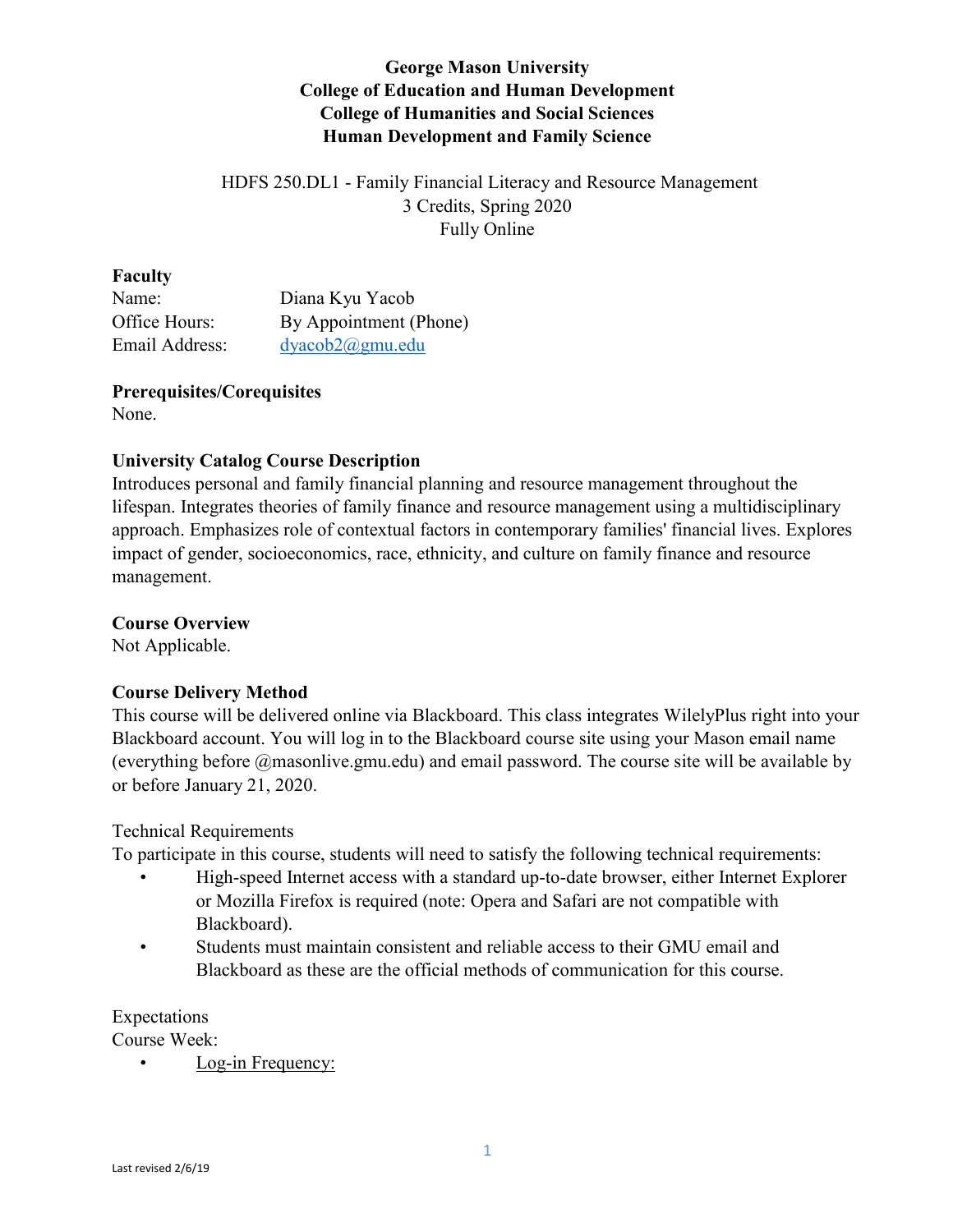# George Mason University
## College of Education and Human Development
## College of Humanities and Social Sciences
## Human Development and Family Science

HDFS 250.DL1 - Family Financial Literacy and Resource Management
3 Credits, Spring 2020
Fully Online

### Faculty

Name: Diana Kyu Yacob
Office Hours: By Appointment (Phone)
Email Address: dyacob2@gmu.edu

### Prerequisites/Corequisites

None.

### University Catalog Course Description

Introduces personal and family financial planning and resource management throughout the lifespan. Integrates theories of family finance and resource management using a multidisciplinary approach. Emphasizes role of contextual factors in contemporary families' financial lives. Explores impact of gender, socioeconomics, race, ethnicity, and culture on family finance and resource management.

### Course Overview

Not Applicable.

### Course Delivery Method

This course will be delivered online via Blackboard. This class integrates WilelyPlus right into your Blackboard account. You will log in to the Blackboard course site using your Mason email name (everything before @masonlive.gmu.edu) and email password. The course site will be available by or before January 21, 2020.

Technical Requirements

To participate in this course, students will need to satisfy the following technical requirements:

- High-speed Internet access with a standard up-to-date browser, either Internet Explorer or Mozilla Firefox is required (note: Opera and Safari are not compatible with Blackboard).
- Students must maintain consistent and reliable access to their GMU email and Blackboard as these are the official methods of communication for this course.

Expectations

Course Week:

- Log-in Frequency: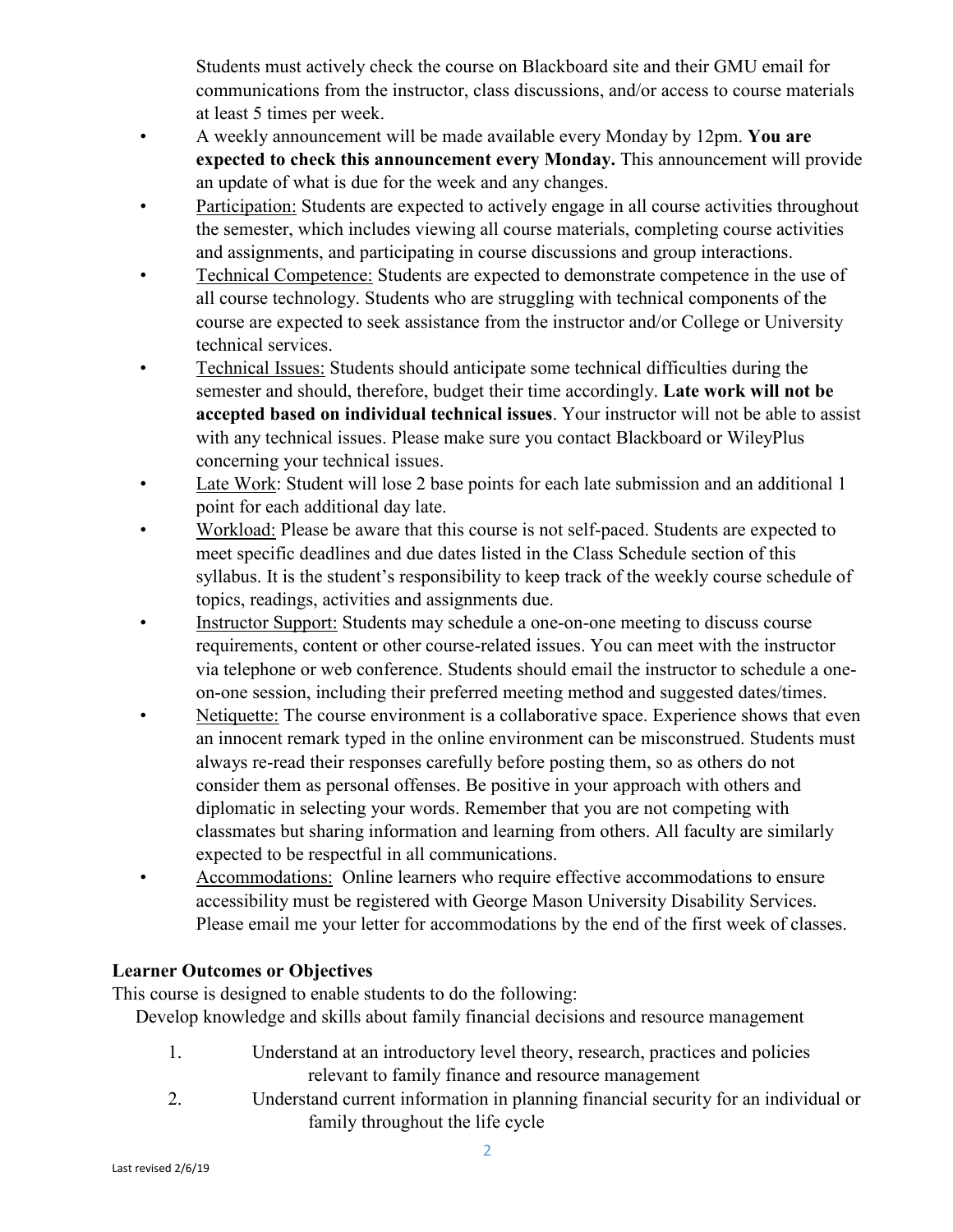Students must actively check the course on Blackboard site and their GMU email for communications from the instructor, class discussions, and/or access to course materials at least 5 times per week.

- A weekly announcement will be made available every Monday by 12pm. **You are expected to check this announcement every Monday.** This announcement will provide an update of what is due for the week and any changes.
- Participation: Students are expected to actively engage in all course activities throughout the semester, which includes viewing all course materials, completing course activities and assignments, and participating in course discussions and group interactions.
- Technical Competence: Students are expected to demonstrate competence in the use of all course technology. Students who are struggling with technical components of the course are expected to seek assistance from the instructor and/or College or University technical services.
- Technical Issues: Students should anticipate some technical difficulties during the semester and should, therefore, budget their time accordingly. **Late work will not be accepted based on individual technical issues**. Your instructor will not be able to assist with any technical issues. Please make sure you contact Blackboard or WileyPlus concerning your technical issues.
- Late Work: Student will lose 2 base points for each late submission and an additional 1 point for each additional day late.
- Workload: Please be aware that this course is not self-paced. Students are expected to meet specific deadlines and due dates listed in the Class Schedule section of this syllabus. It is the student's responsibility to keep track of the weekly course schedule of topics, readings, activities and assignments due.
- Instructor Support: Students may schedule a one-on-one meeting to discuss course requirements, content or other course-related issues. You can meet with the instructor via telephone or web conference. Students should email the instructor to schedule a one-on-one session, including their preferred meeting method and suggested dates/times.
- Netiquette: The course environment is a collaborative space. Experience shows that even an innocent remark typed in the online environment can be misconstrued. Students must always re-read their responses carefully before posting them, so as others do not consider them as personal offenses. Be positive in your approach with others and diplomatic in selecting your words. Remember that you are not competing with classmates but sharing information and learning from others. All faculty are similarly expected to be respectful in all communications.
- Accommodations: Online learners who require effective accommodations to ensure accessibility must be registered with George Mason University Disability Services. Please email me your letter for accommodations by the end of the first week of classes.

**Learner Outcomes or Objectives**

This course is designed to enable students to do the following:

Develop knowledge and skills about family financial decisions and resource management

1. Understand at an introductory level theory, research, practices and policies relevant to family finance and resource management
2. Understand current information in planning financial security for an individual or family throughout the life cycle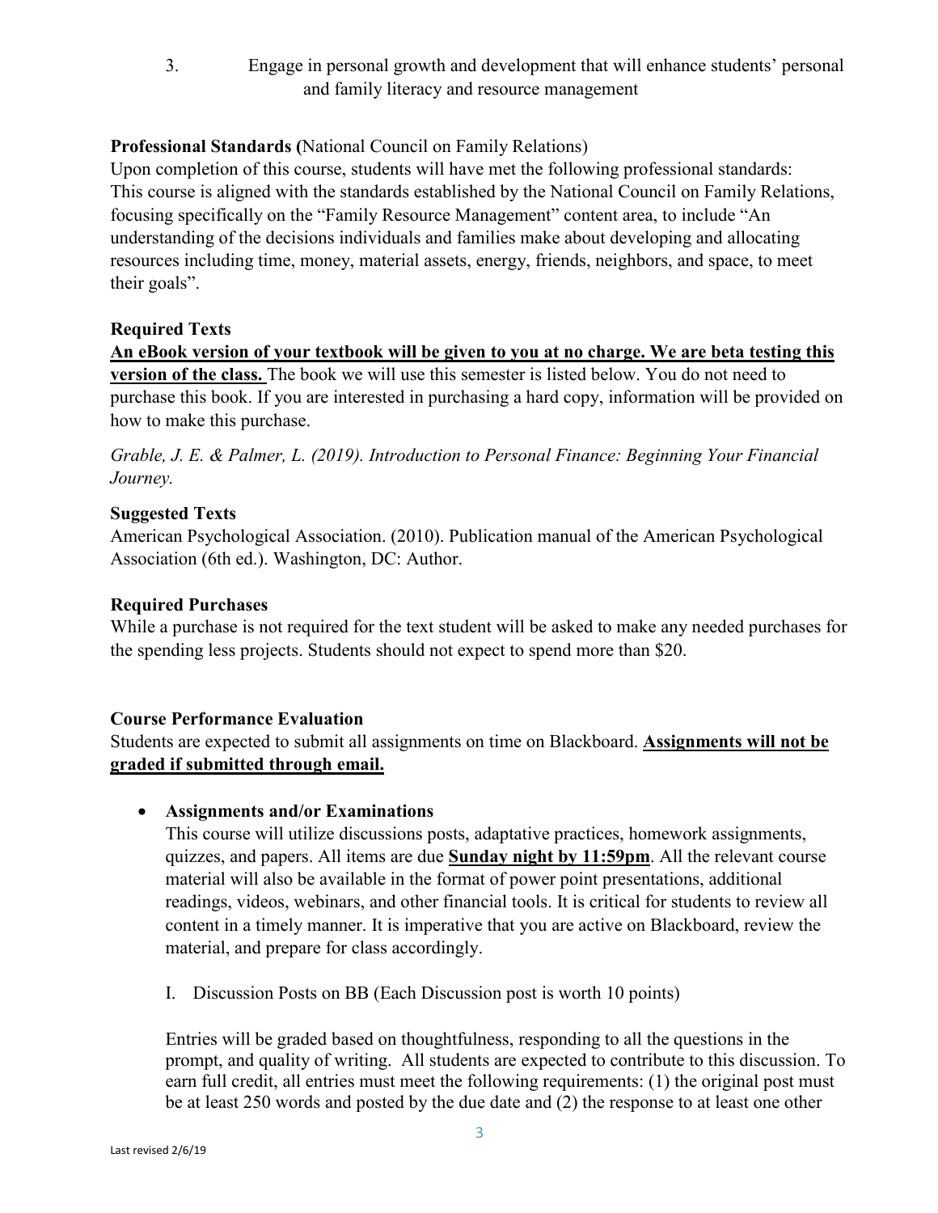3. Engage in personal growth and development that will enhance students' personal and family literacy and resource management

**Professional Standards (**National Council on Family Relations)

Upon completion of this course, students will have met the following professional standards: This course is aligned with the standards established by the National Council on Family Relations, focusing specifically on the "Family Resource Management" content area, to include "An understanding of the decisions individuals and families make about developing and allocating resources including time, money, material assets, energy, friends, neighbors, and space, to meet their goals".

**Required Texts**

**An eBook version of your textbook will be given to you at no charge. We are beta testing this version of the class.** The book we will use this semester is listed below. You do not need to purchase this book. If you are interested in purchasing a hard copy, information will be provided on how to make this purchase.

*Grable, J. E. & Palmer, L. (2019). Introduction to Personal Finance: Beginning Your Financial Journey.*

**Suggested Texts**

American Psychological Association. (2010). Publication manual of the American Psychological Association (6th ed.). Washington, DC: Author.

**Required Purchases**

While a purchase is not required for the text student will be asked to make any needed purchases for the spending less projects. Students should not expect to spend more than $20.

**Course Performance Evaluation**

Students are expected to submit all assignments on time on Blackboard. **Assignments will not be graded if submitted through email.**

- **Assignments and/or Examinations**

  This course will utilize discussions posts, adaptative practices, homework assignments, quizzes, and papers. All items are due **Sunday night by 11:59pm**. All the relevant course material will also be available in the format of power point presentations, additional readings, videos, webinars, and other financial tools. It is critical for students to review all content in a timely manner. It is imperative that you are active on Blackboard, review the material, and prepare for class accordingly.

  I. Discussion Posts on BB (Each Discussion post is worth 10 points)

  Entries will be graded based on thoughtfulness, responding to all the questions in the prompt, and quality of writing. All students are expected to contribute to this discussion. To earn full credit, all entries must meet the following requirements: (1) the original post must be at least 250 words and posted by the due date and (2) the response to at least one other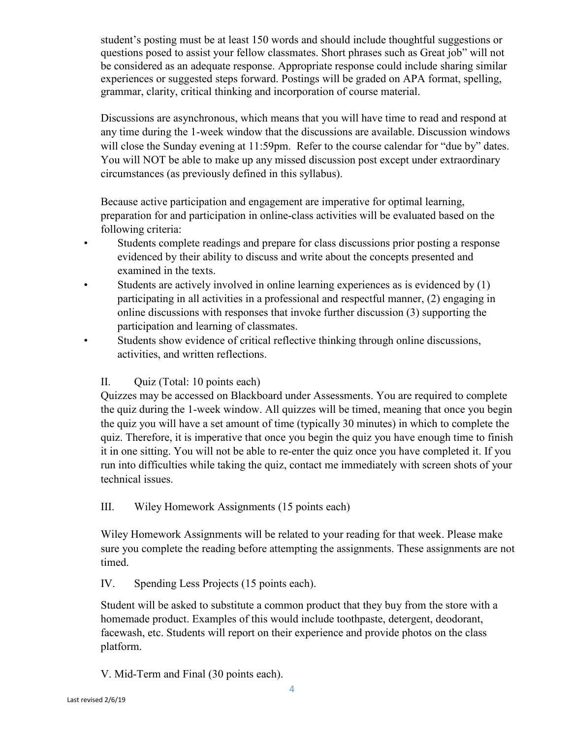student's posting must be at least 150 words and should include thoughtful suggestions or questions posed to assist your fellow classmates. Short phrases such as Great job" will not be considered as an adequate response. Appropriate response could include sharing similar experiences or suggested steps forward. Postings will be graded on APA format, spelling, grammar, clarity, critical thinking and incorporation of course material.

Discussions are asynchronous, which means that you will have time to read and respond at any time during the 1-week window that the discussions are available. Discussion windows will close the Sunday evening at 11:59pm. Refer to the course calendar for "due by" dates. You will NOT be able to make up any missed discussion post except under extraordinary circumstances (as previously defined in this syllabus).

Because active participation and engagement are imperative for optimal learning, preparation for and participation in online-class activities will be evaluated based on the following criteria:

- Students complete readings and prepare for class discussions prior posting a response evidenced by their ability to discuss and write about the concepts presented and examined in the texts.
- Students are actively involved in online learning experiences as is evidenced by (1) participating in all activities in a professional and respectful manner, (2) engaging in online discussions with responses that invoke further discussion (3) supporting the participation and learning of classmates.
- Students show evidence of critical reflective thinking through online discussions, activities, and written reflections.

II. Quiz (Total: 10 points each)

Quizzes may be accessed on Blackboard under Assessments. You are required to complete the quiz during the 1-week window. All quizzes will be timed, meaning that once you begin the quiz you will have a set amount of time (typically 30 minutes) in which to complete the quiz. Therefore, it is imperative that once you begin the quiz you have enough time to finish it in one sitting. You will not be able to re-enter the quiz once you have completed it. If you run into difficulties while taking the quiz, contact me immediately with screen shots of your technical issues.

III. Wiley Homework Assignments (15 points each)

Wiley Homework Assignments will be related to your reading for that week. Please make sure you complete the reading before attempting the assignments. These assignments are not timed.

IV. Spending Less Projects (15 points each).

Student will be asked to substitute a common product that they buy from the store with a homemade product. Examples of this would include toothpaste, detergent, deodorant, facewash, etc. Students will report on their experience and provide photos on the class platform.

V. Mid-Term and Final (30 points each).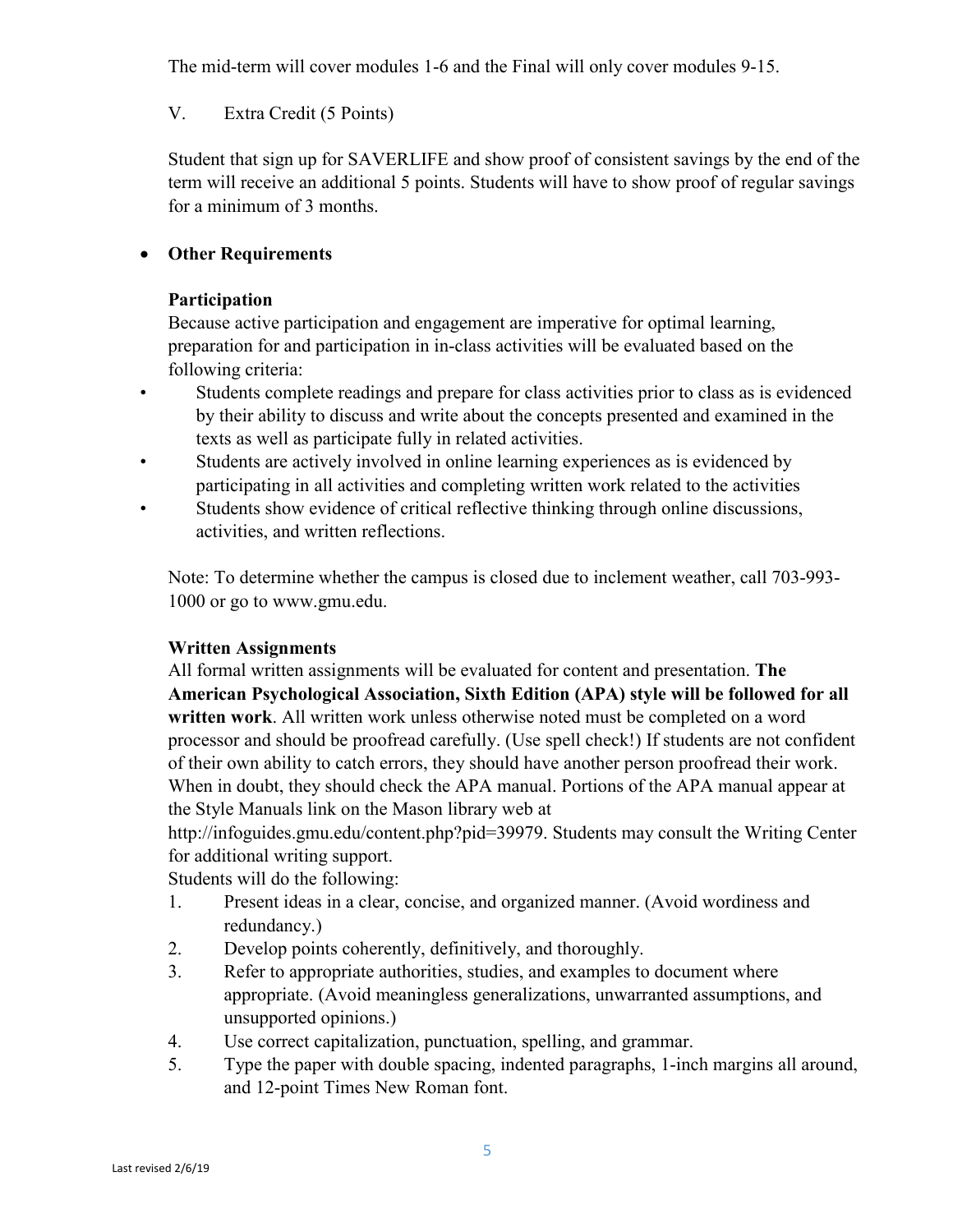The mid-term will cover modules 1-6 and the Final will only cover modules 9-15.

V. Extra Credit (5 Points)

Student that sign up for SAVERLIFE and show proof of consistent savings by the end of the term will receive an additional 5 points. Students will have to show proof of regular savings for a minimum of 3 months.

- **Other Requirements**

**Participation**

Because active participation and engagement are imperative for optimal learning, preparation for and participation in in-class activities will be evaluated based on the following criteria:

- Students complete readings and prepare for class activities prior to class as is evidenced by their ability to discuss and write about the concepts presented and examined in the texts as well as participate fully in related activities.
- Students are actively involved in online learning experiences as is evidenced by participating in all activities and completing written work related to the activities
- Students show evidence of critical reflective thinking through online discussions, activities, and written reflections.

Note: To determine whether the campus is closed due to inclement weather, call 703-993-1000 or go to www.gmu.edu.

**Written Assignments**

All formal written assignments will be evaluated for content and presentation. **The American Psychological Association, Sixth Edition (APA) style will be followed for all written work**. All written work unless otherwise noted must be completed on a word processor and should be proofread carefully. (Use spell check!) If students are not confident of their own ability to catch errors, they should have another person proofread their work. When in doubt, they should check the APA manual. Portions of the APA manual appear at the Style Manuals link on the Mason library web at http://infoguides.gmu.edu/content.php?pid=39979. Students may consult the Writing Center for additional writing support.

Students will do the following:

1. Present ideas in a clear, concise, and organized manner. (Avoid wordiness and redundancy.)
2. Develop points coherently, definitively, and thoroughly.
3. Refer to appropriate authorities, studies, and examples to document where appropriate. (Avoid meaningless generalizations, unwarranted assumptions, and unsupported opinions.)
4. Use correct capitalization, punctuation, spelling, and grammar.
5. Type the paper with double spacing, indented paragraphs, 1-inch margins all around, and 12-point Times New Roman font.

Last revised 2/6/19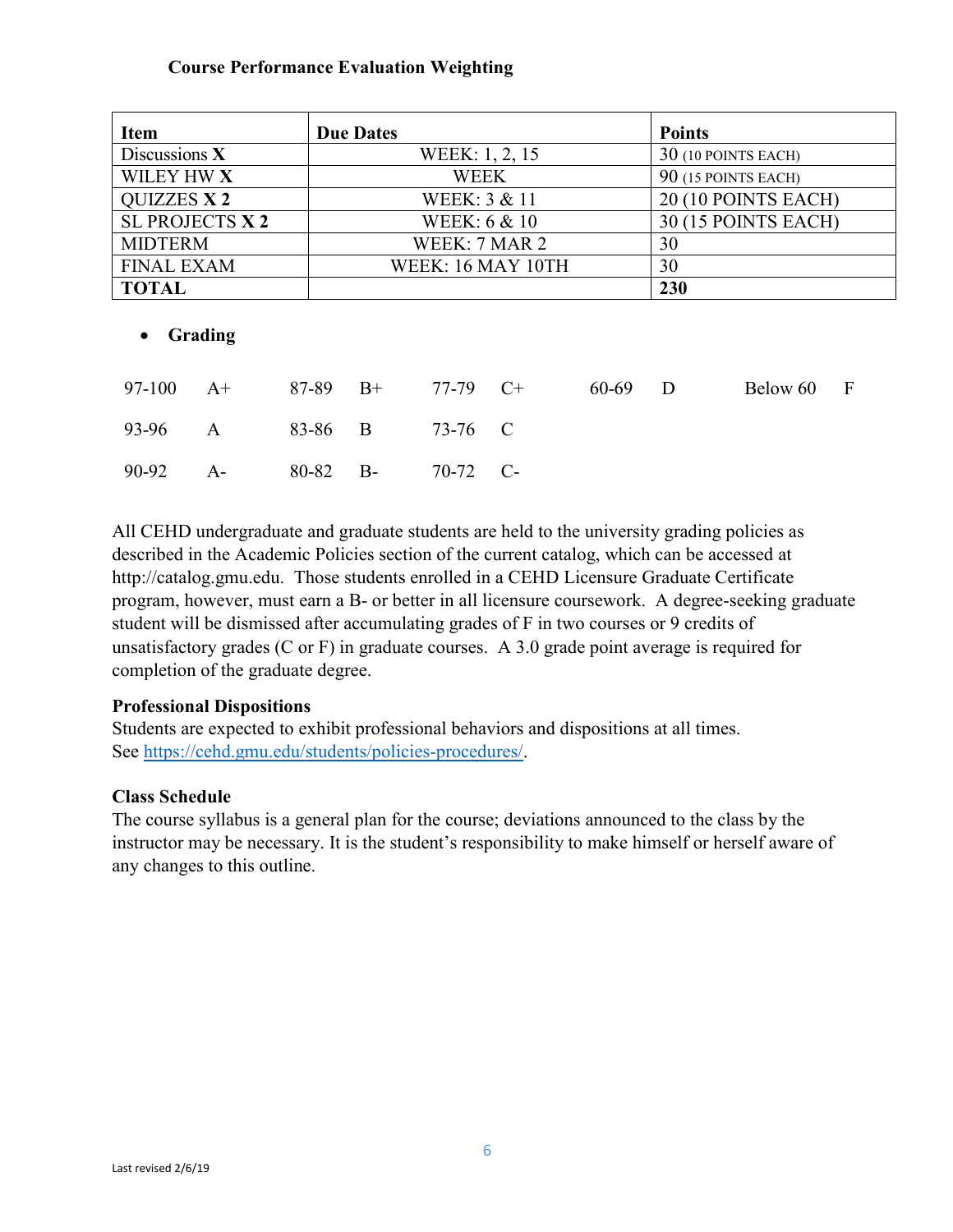**Course Performance Evaluation Weighting**

| Item | Due Dates | Points |
|---|---|---|
| Discussions **X** | WEEK: 1, 2, 15 | 30 (10 POINTS EACH) |
| WILEY HW **X** | WEEK | 90 (15 POINTS EACH) |
| QUIZZES **X 2** | WEEK: 3 & 11 | 20 (10 POINTS EACH) |
| SL PROJECTS **X 2** | WEEK: 6 & 10 | 30 (15 POINTS EACH) |
| MIDTERM | WEEK: 7 MAR 2 | 30 |
| FINAL EXAM | WEEK: 16 MAY 10TH | 30 |
| **TOTAL** | | **230** |

- **Grading**

| | | | | | | | | | |
|---|---|---|---|---|---|---|---|---|---|
| 97-100 | A+ | 87-89 | B+ | 77-79 | C+ | 60-69 | D | Below 60 | F |
| 93-96 | A | 83-86 | B | 73-76 | C | | | | |
| 90-92 | A- | 80-82 | B- | 70-72 | C- | | | | |

All CEHD undergraduate and graduate students are held to the university grading policies as described in the Academic Policies section of the current catalog, which can be accessed at http://catalog.gmu.edu. Those students enrolled in a CEHD Licensure Graduate Certificate program, however, must earn a B- or better in all licensure coursework. A degree-seeking graduate student will be dismissed after accumulating grades of F in two courses or 9 credits of unsatisfactory grades (C or F) in graduate courses. A 3.0 grade point average is required for completion of the graduate degree.

**Professional Dispositions**

Students are expected to exhibit professional behaviors and dispositions at all times.
See https://cehd.gmu.edu/students/policies-procedures/.

**Class Schedule**

The course syllabus is a general plan for the course; deviations announced to the class by the instructor may be necessary. It is the student's responsibility to make himself or herself aware of any changes to this outline.

Last revised 2/6/19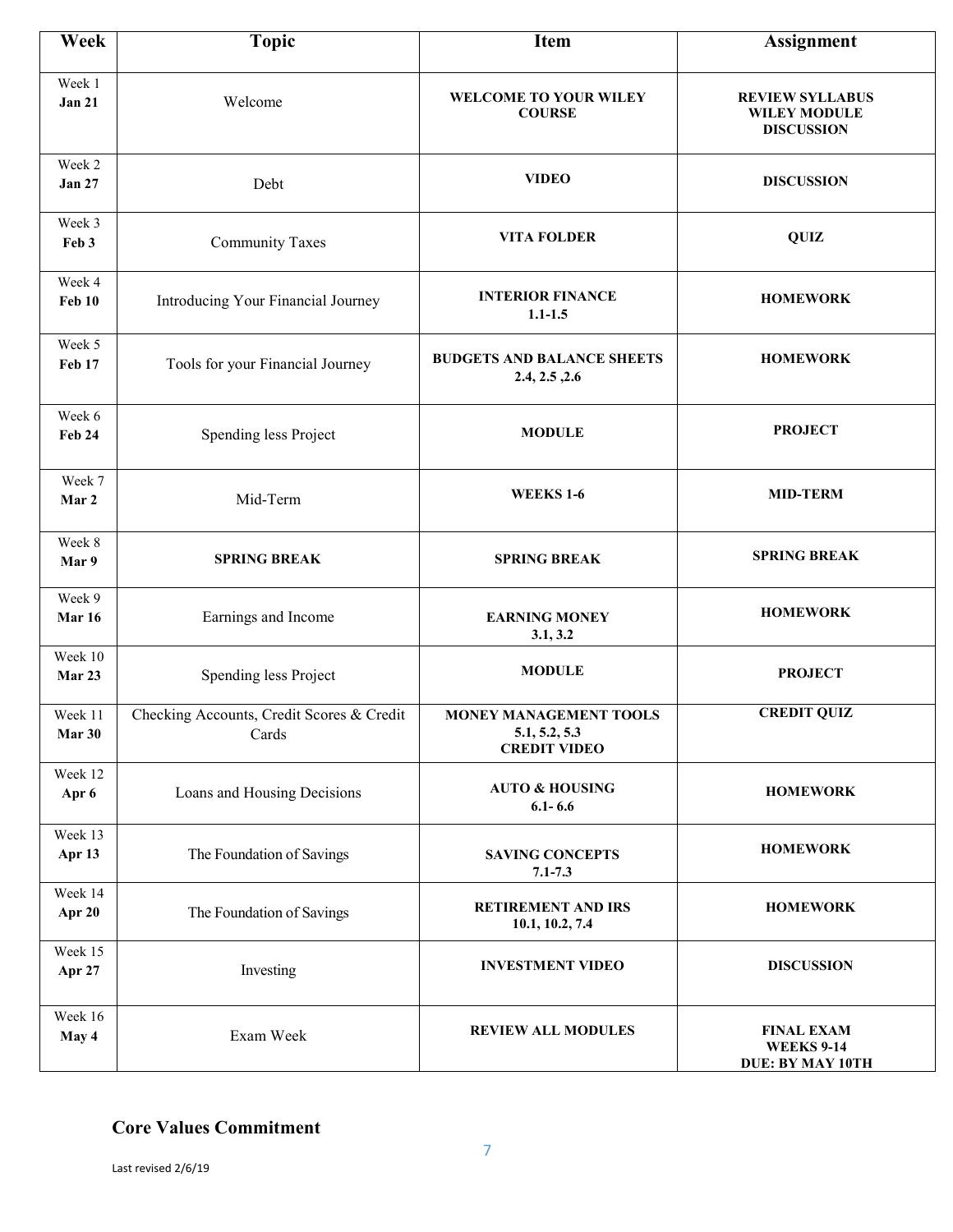| Week | Topic | Item | Assignment |
|---|---|---|---|
| Week 1 **Jan 21** | Welcome | **WELCOME TO YOUR WILEY COURSE** | **REVIEW SYLLABUS WILEY MODULE DISCUSSION** |
| Week 2 **Jan 27** | Debt | **VIDEO** | **DISCUSSION** |
| Week 3 **Feb 3** | Community Taxes | **VITA FOLDER** | **QUIZ** |
| Week 4 **Feb 10** | Introducing Your Financial Journey | **INTERIOR FINANCE 1.1-1.5** | **HOMEWORK** |
| Week 5 **Feb 17** | Tools for your Financial Journey | **BUDGETS AND BALANCE SHEETS 2.4, 2.5 ,2.6** | **HOMEWORK** |
| Week 6 **Feb 24** | Spending less Project | **MODULE** | **PROJECT** |
| Week 7 **Mar 2** | Mid-Term | **WEEKS 1-6** | **MID-TERM** |
| Week 8 **Mar 9** | **SPRING BREAK** | **SPRING BREAK** | **SPRING BREAK** |
| Week 9 **Mar 16** | Earnings and Income | **EARNING MONEY 3.1, 3.2** | **HOMEWORK** |
| Week 10 **Mar 23** | Spending less Project | **MODULE** | **PROJECT** |
| Week 11 **Mar 30** | Checking Accounts, Credit Scores & Credit Cards | **MONEY MANAGEMENT TOOLS 5.1, 5.2, 5.3 CREDIT VIDEO** | **CREDIT QUIZ** |
| Week 12 **Apr 6** | Loans and Housing Decisions | **AUTO & HOUSING 6.1- 6.6** | **HOMEWORK** |
| Week 13 **Apr 13** | The Foundation of Savings | **SAVING CONCEPTS 7.1-7.3** | **HOMEWORK** |
| Week 14 **Apr 20** | The Foundation of Savings | **RETIREMENT AND IRS 10.1, 10.2, 7.4** | **HOMEWORK** |
| Week 15 **Apr 27** | Investing | **INVESTMENT VIDEO** | **DISCUSSION** |
| Week 16 **May 4** | Exam Week | **REVIEW ALL MODULES** | **FINAL EXAM WEEKS 9-14 DUE: BY MAY 10TH** |

## Core Values Commitment

Last revised 2/6/19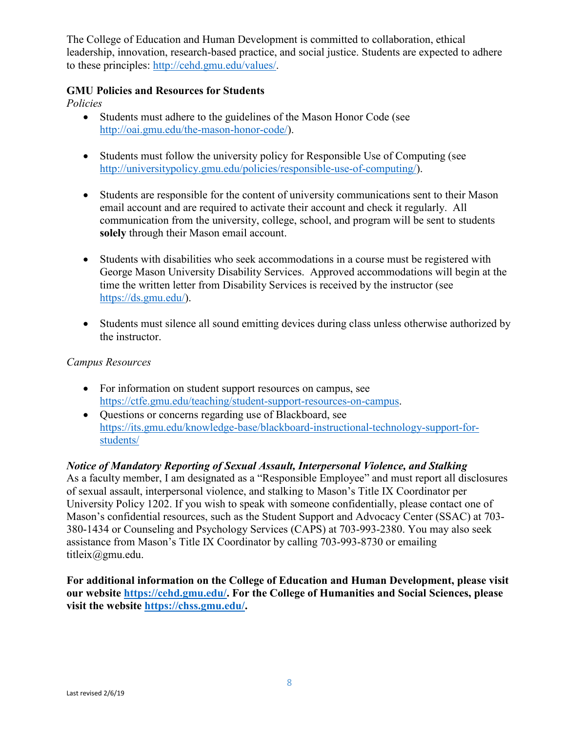The College of Education and Human Development is committed to collaboration, ethical leadership, innovation, research-based practice, and social justice. Students are expected to adhere to these principles: http://cehd.gmu.edu/values/.

**GMU Policies and Resources for Students**

*Policies*

- Students must adhere to the guidelines of the Mason Honor Code (see http://oai.gmu.edu/the-mason-honor-code/).

- Students must follow the university policy for Responsible Use of Computing (see http://universitypolicy.gmu.edu/policies/responsible-use-of-computing/).

- Students are responsible for the content of university communications sent to their Mason email account and are required to activate their account and check it regularly. All communication from the university, college, school, and program will be sent to students **solely** through their Mason email account.

- Students with disabilities who seek accommodations in a course must be registered with George Mason University Disability Services. Approved accommodations will begin at the time the written letter from Disability Services is received by the instructor (see https://ds.gmu.edu/).

- Students must silence all sound emitting devices during class unless otherwise authorized by the instructor.

*Campus Resources*

- For information on student support resources on campus, see https://ctfe.gmu.edu/teaching/student-support-resources-on-campus.
- Questions or concerns regarding use of Blackboard, see https://its.gmu.edu/knowledge-base/blackboard-instructional-technology-support-for-students/

***Notice of Mandatory Reporting of Sexual Assault, Interpersonal Violence, and Stalking***

As a faculty member, I am designated as a "Responsible Employee" and must report all disclosures of sexual assault, interpersonal violence, and stalking to Mason's Title IX Coordinator per University Policy 1202. If you wish to speak with someone confidentially, please contact one of Mason's confidential resources, such as the Student Support and Advocacy Center (SSAC) at 703-380-1434 or Counseling and Psychology Services (CAPS) at 703-993-2380. You may also seek assistance from Mason's Title IX Coordinator by calling 703-993-8730 or emailing titleix@gmu.edu.

**For additional information on the College of Education and Human Development, please visit our website https://cehd.gmu.edu/. For the College of Humanities and Social Sciences, please visit the website https://chss.gmu.edu/.**

Last revised 2/6/19